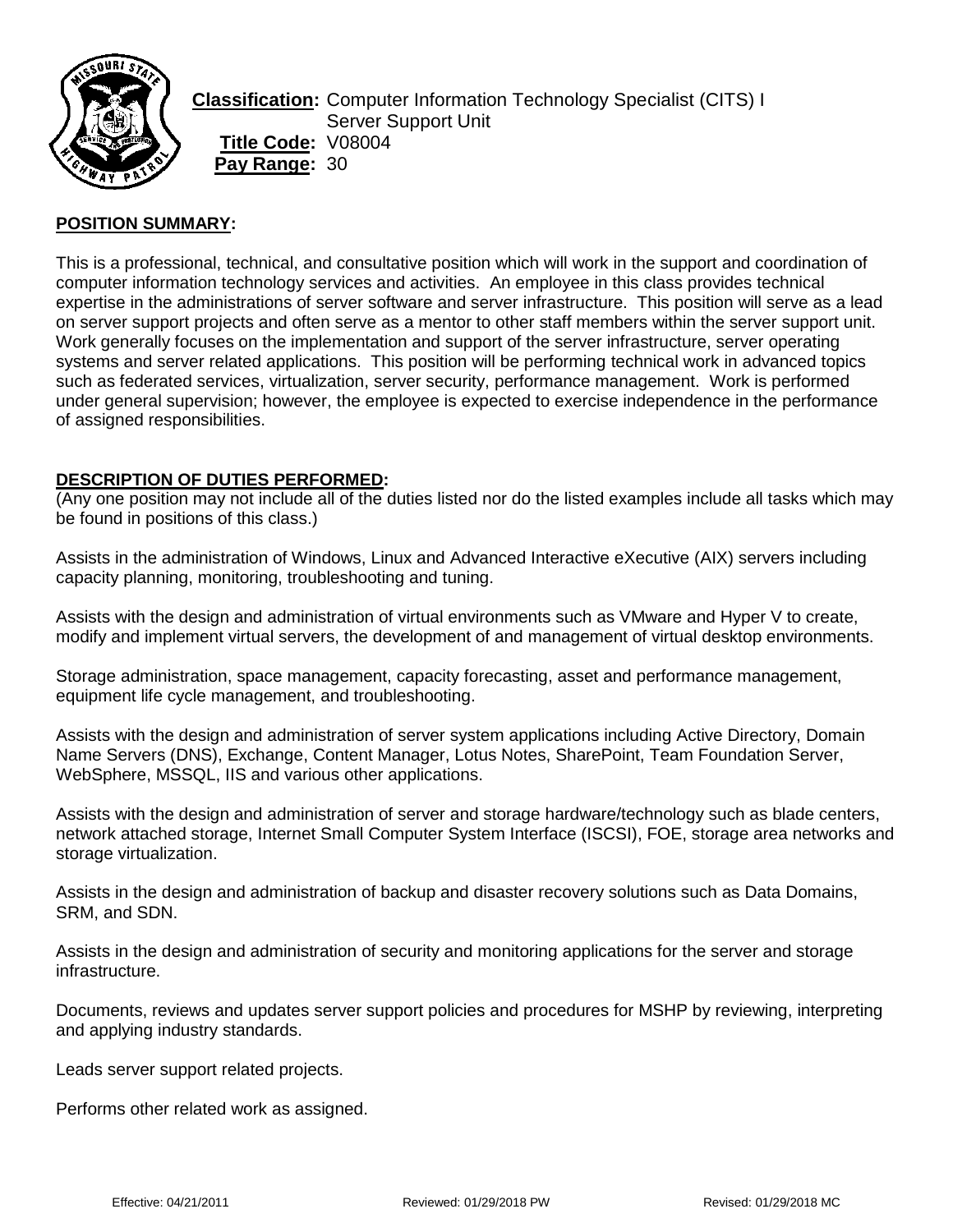**Classification:** Computer Information Technology Specialist (CITS) I
Server Support Unit
**Title Code:** V08004
**Pay Range:** 30

## POSITION SUMMARY:

This is a professional, technical, and consultative position which will work in the support and coordination of computer information technology services and activities. An employee in this class provides technical expertise in the administrations of server software and server infrastructure. This position will serve as a lead on server support projects and often serve as a mentor to other staff members within the server support unit. Work generally focuses on the implementation and support of the server infrastructure, server operating systems and server related applications. This position will be performing technical work in advanced topics such as federated services, virtualization, server security, performance management. Work is performed under general supervision; however, the employee is expected to exercise independence in the performance of assigned responsibilities.

## DESCRIPTION OF DUTIES PERFORMED:

(Any one position may not include all of the duties listed nor do the listed examples include all tasks which may be found in positions of this class.)

Assists in the administration of Windows, Linux and Advanced Interactive eXecutive (AIX) servers including capacity planning, monitoring, troubleshooting and tuning.

Assists with the design and administration of virtual environments such as VMware and Hyper V to create, modify and implement virtual servers, the development of and management of virtual desktop environments.

Storage administration, space management, capacity forecasting, asset and performance management, equipment life cycle management, and troubleshooting.

Assists with the design and administration of server system applications including Active Directory, Domain Name Servers (DNS), Exchange, Content Manager, Lotus Notes, SharePoint, Team Foundation Server, WebSphere, MSSQL, IIS and various other applications.

Assists with the design and administration of server and storage hardware/technology such as blade centers, network attached storage, Internet Small Computer System Interface (ISCSI), FOE, storage area networks and storage virtualization.

Assists in the design and administration of backup and disaster recovery solutions such as Data Domains, SRM, and SDN.

Assists in the design and administration of security and monitoring applications for the server and storage infrastructure.

Documents, reviews and updates server support policies and procedures for MSHP by reviewing, interpreting and applying industry standards.

Leads server support related projects.

Performs other related work as assigned.

Effective: 04/21/2011 Reviewed: 01/29/2018 PW Revised: 01/29/2018 MC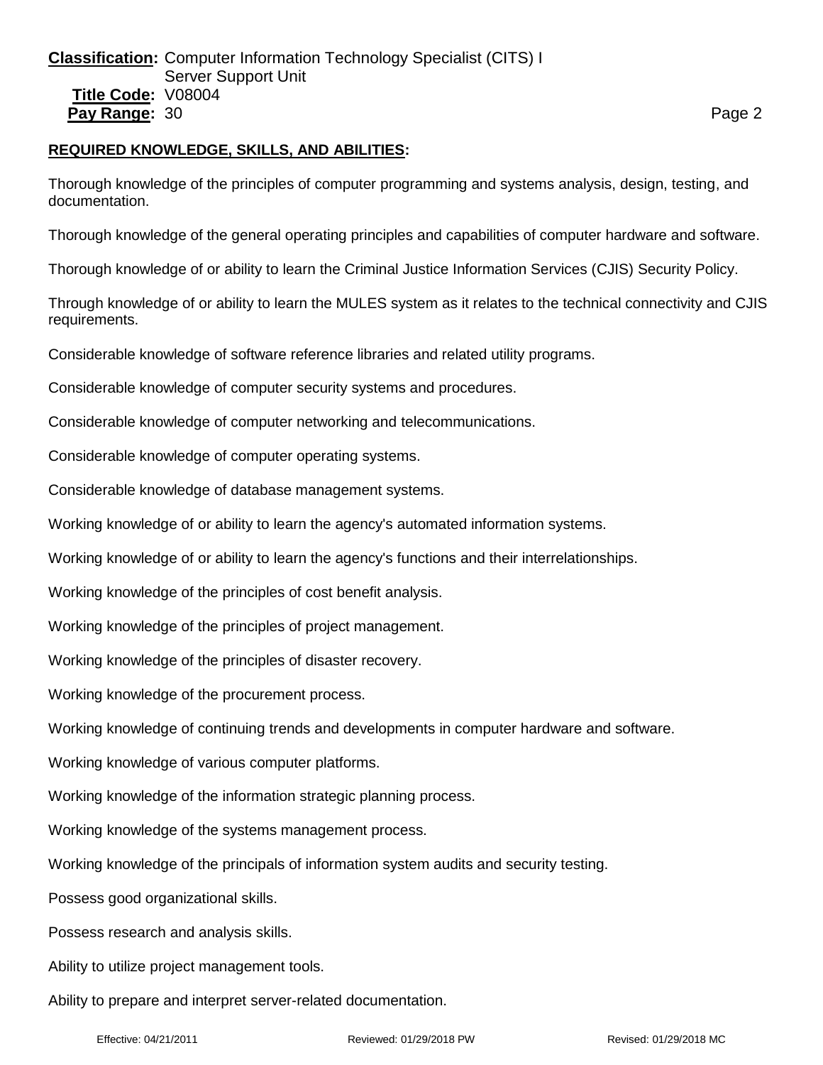## REQUIRED KNOWLEDGE, SKILLS, AND ABILITIES:

Thorough knowledge of the principles of computer programming and systems analysis, design, testing, and documentation.

Thorough knowledge of the general operating principles and capabilities of computer hardware and software.

Thorough knowledge of or ability to learn the Criminal Justice Information Services (CJIS) Security Policy.

Through knowledge of or ability to learn the MULES system as it relates to the technical connectivity and CJIS requirements.

Considerable knowledge of software reference libraries and related utility programs.

Considerable knowledge of computer security systems and procedures.

Considerable knowledge of computer networking and telecommunications.

Considerable knowledge of computer operating systems.

Considerable knowledge of database management systems.

Working knowledge of or ability to learn the agency's automated information systems.

Working knowledge of or ability to learn the agency's functions and their interrelationships.

Working knowledge of the principles of cost benefit analysis.

Working knowledge of the principles of project management.

Working knowledge of the principles of disaster recovery.

Working knowledge of the procurement process.

Working knowledge of continuing trends and developments in computer hardware and software.

Working knowledge of various computer platforms.

Working knowledge of the information strategic planning process.

Working knowledge of the systems management process.

Working knowledge of the principals of information system audits and security testing.

Possess good organizational skills.

Possess research and analysis skills.

Ability to utilize project management tools.

Ability to prepare and interpret server-related documentation.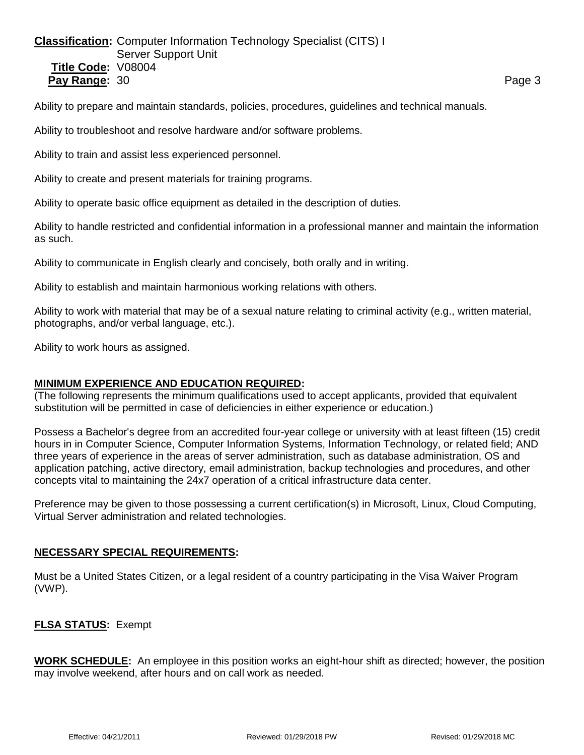Ability to prepare and maintain standards, policies, procedures, guidelines and technical manuals.

Ability to troubleshoot and resolve hardware and/or software problems.

Ability to train and assist less experienced personnel.

Ability to create and present materials for training programs.

Ability to operate basic office equipment as detailed in the description of duties.

Ability to handle restricted and confidential information in a professional manner and maintain the information as such.

Ability to communicate in English clearly and concisely, both orally and in writing.

Ability to establish and maintain harmonious working relations with others.

Ability to work with material that may be of a sexual nature relating to criminal activity (e.g., written material, photographs, and/or verbal language, etc.).

Ability to work hours as assigned.

## MINIMUM EXPERIENCE AND EDUCATION REQUIRED:

(The following represents the minimum qualifications used to accept applicants, provided that equivalent substitution will be permitted in case of deficiencies in either experience or education.)

Possess a Bachelor's degree from an accredited four-year college or university with at least fifteen (15) credit hours in in Computer Science, Computer Information Systems, Information Technology, or related field; AND three years of experience in the areas of server administration, such as database administration, OS and application patching, active directory, email administration, backup technologies and procedures, and other concepts vital to maintaining the 24x7 operation of a critical infrastructure data center.

Preference may be given to those possessing a current certification(s) in Microsoft, Linux, Cloud Computing, Virtual Server administration and related technologies.

## NECESSARY SPECIAL REQUIREMENTS:

Must be a United States Citizen, or a legal resident of a country participating in the Visa Waiver Program (VWP).

**FLSA STATUS:** Exempt

**WORK SCHEDULE:** An employee in this position works an eight-hour shift as directed; however, the position may involve weekend, after hours and on call work as needed.